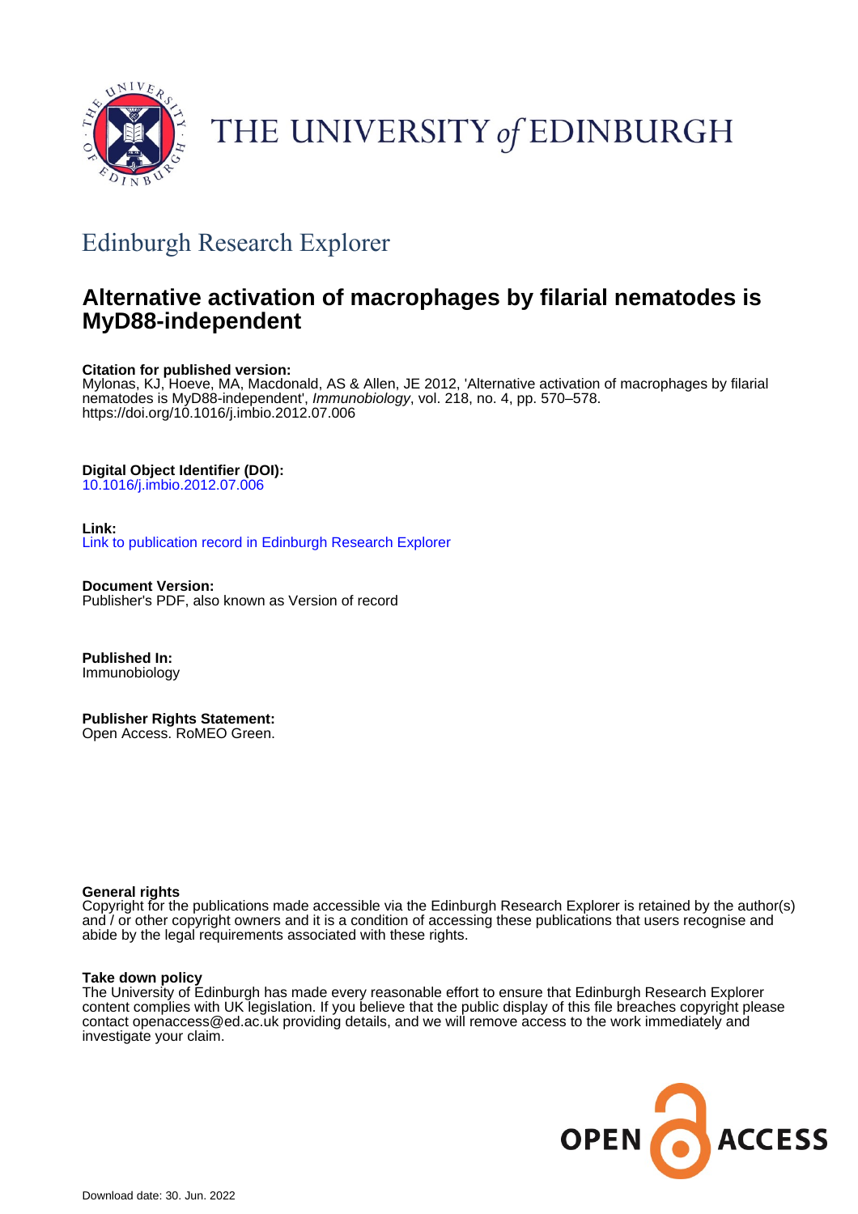THE UNIVERSITY *of* EDINBURGH

## Edinburgh Research Explorer

# Alternative activation of macrophages by filarial nematodes is MyD88-independent

**Citation for published version:**
Mylonas, KJ, Hoeve, MA, Macdonald, AS & Allen, JE 2012, 'Alternative activation of macrophages by filarial nematodes is MyD88-independent', *Immunobiology*, vol. 218, no. 4, pp. 570–578.
https://doi.org/10.1016/j.imbio.2012.07.006

**Digital Object Identifier (DOI):**
10.1016/j.imbio.2012.07.006

**Link:**
Link to publication record in Edinburgh Research Explorer

**Document Version:**
Publisher's PDF, also known as Version of record

**Published In:**
Immunobiology

**Publisher Rights Statement:**
Open Access. RoMEO Green.

**General rights**
Copyright for the publications made accessible via the Edinburgh Research Explorer is retained by the author(s) and / or other copyright owners and it is a condition of accessing these publications that users recognise and abide by the legal requirements associated with these rights.

**Take down policy**
The University of Edinburgh has made every reasonable effort to ensure that Edinburgh Research Explorer content complies with UK legislation. If you believe that the public display of this file breaches copyright please contact openaccess@ed.ac.uk providing details, and we will remove access to the work immediately and investigate your claim.

Download date: 30. Jun. 2022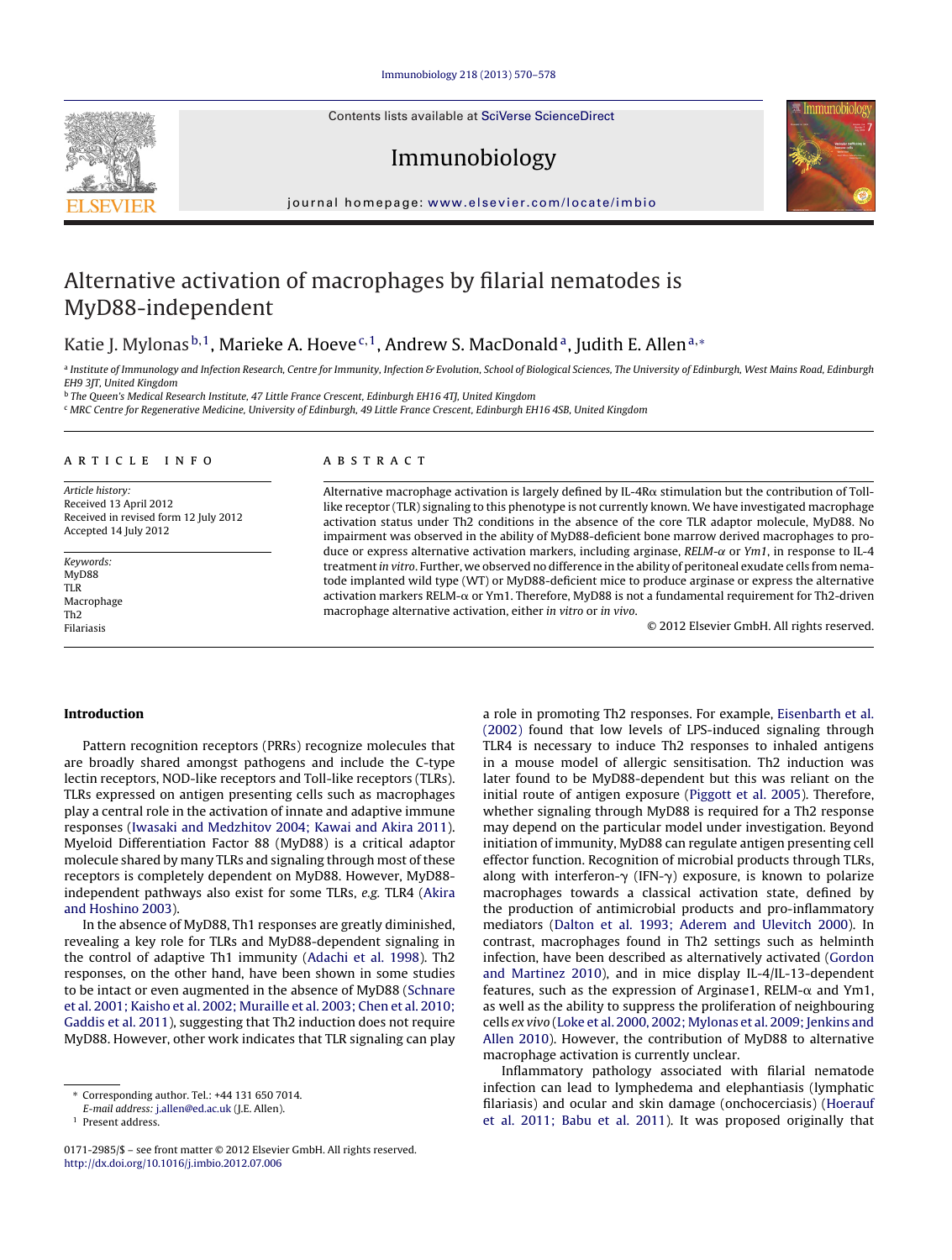# Alternative activation of macrophages by filarial nematodes is MyD88-independent

Katie J. Mylonas[b,1], Marieke A. Hoeve[c,1], Andrew S. MacDonald[a], Judith E. Allen[a,*]

[a] Institute of Immunology and Infection Research, Centre for Immunity, Infection & Evolution, School of Biological Sciences, The University of Edinburgh, West Mains Road, Edinburgh EH9 3JT, United Kingdom

[b] The Queen's Medical Research Institute, 47 Little France Crescent, Edinburgh EH16 4TJ, United Kingdom

[c] MRC Centre for Regenerative Medicine, University of Edinburgh, 49 Little France Crescent, Edinburgh EH16 4SB, United Kingdom

## ARTICLE INFO

*Article history:*
Received 13 April 2012
Received in revised form 12 July 2012
Accepted 14 July 2012

*Keywords:*
MyD88
TLR
Macrophage
Th2
Filariasis

## ABSTRACT

Alternative macrophage activation is largely defined by IL-4Rα stimulation but the contribution of Toll-like receptor (TLR) signaling to this phenotype is not currently known. We have investigated macrophage activation status under Th2 conditions in the absence of the core TLR adaptor molecule, MyD88. No impairment was observed in the ability of MyD88-deficient bone marrow derived macrophages to produce or express alternative activation markers, including arginase, *RELM-α* or *Ym1*, in response to IL-4 treatment *in vitro*. Further, we observed no difference in the ability of peritoneal exudate cells from nematode implanted wild type (WT) or MyD88-deficient mice to produce arginase or express the alternative activation markers RELM-α or Ym1. Therefore, MyD88 is not a fundamental requirement for Th2-driven macrophage alternative activation, either *in vitro* or *in vivo*.

© 2012 Elsevier GmbH. All rights reserved.

## Introduction

Pattern recognition receptors (PRRs) recognize molecules that are broadly shared amongst pathogens and include the C-type lectin receptors, NOD-like receptors and Toll-like receptors (TLRs). TLRs expressed on antigen presenting cells such as macrophages play a central role in the activation of innate and adaptive immune responses (Iwasaki and Medzhitov 2004; Kawai and Akira 2011). Myeloid Differentiation Factor 88 (MyD88) is a critical adaptor molecule shared by many TLRs and signaling through most of these receptors is completely dependent on MyD88. However, MyD88-independent pathways also exist for some TLRs, *e.g.* TLR4 (Akira and Hoshino 2003).

In the absence of MyD88, Th1 responses are greatly diminished, revealing a key role for TLRs and MyD88-dependent signaling in the control of adaptive Th1 immunity (Adachi et al. 1998). Th2 responses, on the other hand, have been shown in some studies to be intact or even augmented in the absence of MyD88 (Schnare et al. 2001; Kaisho et al. 2002; Muraille et al. 2003; Chen et al. 2010; Gaddis et al. 2011), suggesting that Th2 induction does not require MyD88. However, other work indicates that TLR signaling can play a role in promoting Th2 responses. For example, Eisenbarth et al. (2002) found that low levels of LPS-induced signaling through TLR4 is necessary to induce Th2 responses to inhaled antigens in a mouse model of allergic sensitisation. Th2 induction was later found to be MyD88-dependent but this was reliant on the initial route of antigen exposure (Piggott et al. 2005). Therefore, whether signaling through MyD88 is required for a Th2 response may depend on the particular model under investigation. Beyond initiation of immunity, MyD88 can regulate antigen presenting cell effector function. Recognition of microbial products through TLRs, along with interferon-γ (IFN-γ) exposure, is known to polarize macrophages towards a classical activation state, defined by the production of antimicrobial products and pro-inflammatory mediators (Dalton et al. 1993; Aderem and Ulevitch 2000). In contrast, macrophages found in Th2 settings such as helminth infection, have been described as alternatively activated (Gordon and Martinez 2010), and in mice display IL-4/IL-13-dependent features, such as the expression of Arginase1, RELM-α and Ym1, as well as the ability to suppress the proliferation of neighbouring cells *ex vivo* (Loke et al. 2000, 2002; Mylonas et al. 2009; Jenkins and Allen 2010). However, the contribution of MyD88 to alternative macrophage activation is currently unclear.

Inflammatory pathology associated with filarial nematode infection can lead to lymphedema and elephantiasis (lymphatic filariasis) and ocular and skin damage (onchocerciasis) (Hoerauf et al. 2011; Babu et al. 2011). It was proposed originally that

\* Corresponding author. Tel.: +44 131 650 7014.
*E-mail address:* j.allen@ed.ac.uk (J.E. Allen).

[1] Present address.

0171-2985/$ – see front matter © 2012 Elsevier GmbH. All rights reserved.
http://dx.doi.org/10.1016/j.imbio.2012.07.006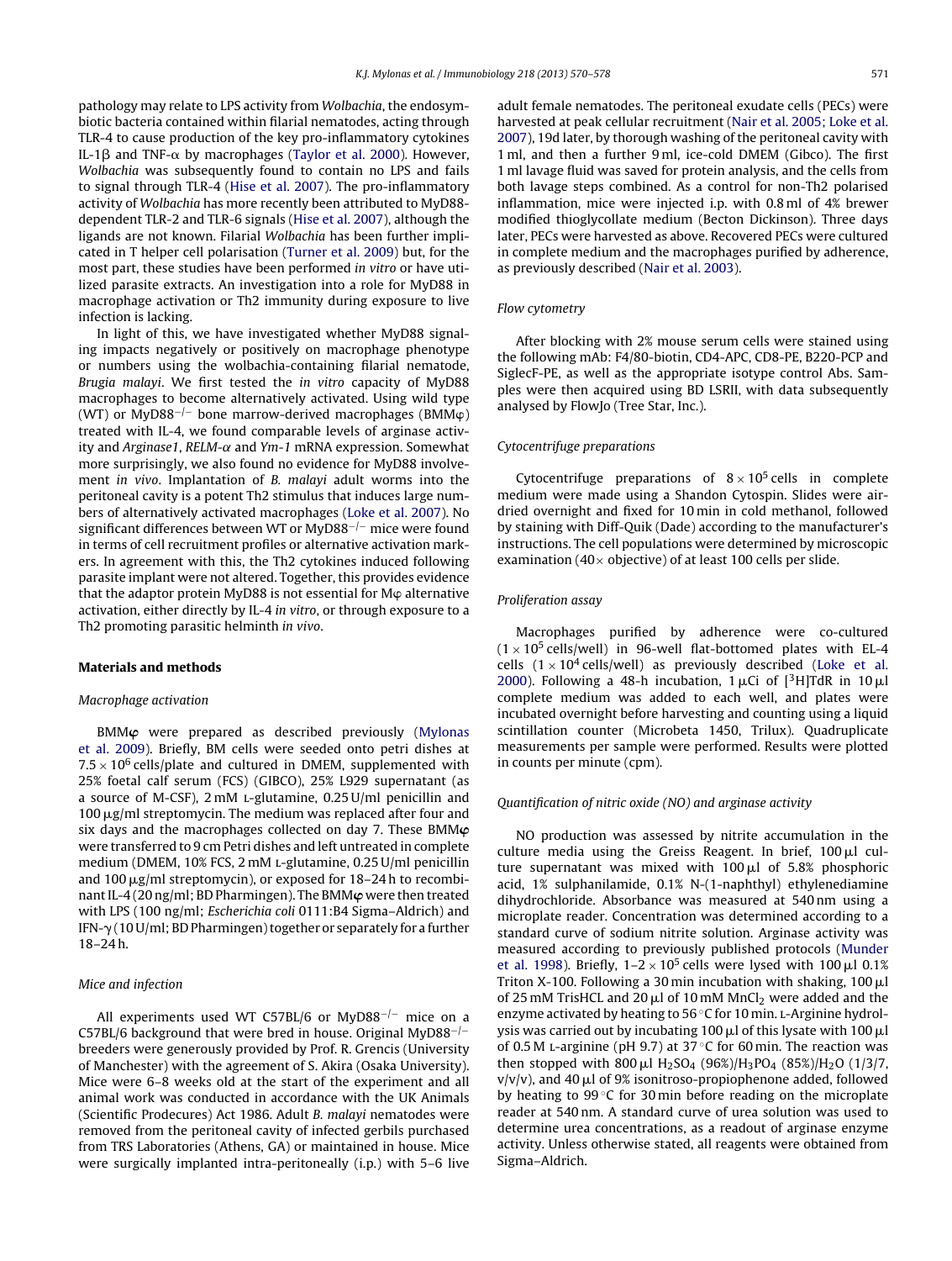pathology may relate to LPS activity from *Wolbachia*, the endosymbiotic bacteria contained within filarial nematodes, acting through TLR-4 to cause production of the key pro-inflammatory cytokines IL-1β and TNF-α by macrophages (Taylor et al. 2000). However, *Wolbachia* was subsequently found to contain no LPS and fails to signal through TLR-4 (Hise et al. 2007). The pro-inflammatory activity of *Wolbachia* has more recently been attributed to MyD88-dependent TLR-2 and TLR-6 signals (Hise et al. 2007), although the ligands are not known. Filarial *Wolbachia* has been further implicated in T helper cell polarisation (Turner et al. 2009) but, for the most part, these studies have been performed *in vitro* or have utilized parasite extracts. An investigation into a role for MyD88 in macrophage activation or Th2 immunity during exposure to live infection is lacking.

In light of this, we have investigated whether MyD88 signaling impacts negatively or positively on macrophage phenotype or numbers using the wolbachia-containing filarial nematode, *Brugia malayi*. We first tested the *in vitro* capacity of MyD88 macrophages to become alternatively activated. Using wild type (WT) or MyD88$^{-/-}$ bone marrow-derived macrophages (BMMφ) treated with IL-4, we found comparable levels of arginase activity and *Arginase1*, *RELM-α* and *Ym-1* mRNA expression. Somewhat more surprisingly, we also found no evidence for MyD88 involvement *in vivo*. Implantation of *B. malayi* adult worms into the peritoneal cavity is a potent Th2 stimulus that induces large numbers of alternatively activated macrophages (Loke et al. 2007). No significant differences between WT or MyD88$^{-/-}$ mice were found in terms of cell recruitment profiles or alternative activation markers. In agreement with this, the Th2 cytokines induced following parasite implant were not altered. Together, this provides evidence that the adaptor protein MyD88 is not essential for Mφ alternative activation, either directly by IL-4 *in vitro*, or through exposure to a Th2 promoting parasitic helminth *in vivo*.

## Materials and methods

### Macrophage activation

BMM**φ** were prepared as described previously (Mylonas et al. 2009). Briefly, BM cells were seeded onto petri dishes at $7.5 \times 10^6$ cells/plate and cultured in DMEM, supplemented with 25% foetal calf serum (FCS) (GIBCO), 25% L929 supernatant (as a source of M-CSF), 2 mM L-glutamine, 0.25 U/ml penicillin and 100 μg/ml streptomycin. The medium was replaced after four and six days and the macrophages collected on day 7. These BMM**φ** were transferred to 9 cm Petri dishes and left untreated in complete medium (DMEM, 10% FCS, 2 mM L-glutamine, 0.25 U/ml penicillin and 100 μg/ml streptomycin), or exposed for 18–24 h to recombinant IL-4 (20 ng/ml; BD Pharmingen). The BMM**φ** were then treated with LPS (100 ng/ml; *Escherichia coli* 0111:B4 Sigma–Aldrich) and IFN-γ (10 U/ml; BD Pharmingen) together or separately for a further 18–24 h.

### Mice and infection

All experiments used WT C57BL/6 or MyD88$^{-/-}$ mice on a C57BL/6 background that were bred in house. Original MyD88$^{-/-}$ breeders were generously provided by Prof. R. Grencis (University of Manchester) with the agreement of S. Akira (Osaka University). Mice were 6–8 weeks old at the start of the experiment and all animal work was conducted in accordance with the UK Animals (Scientific Prodecures) Act 1986. Adult *B. malayi* nematodes were removed from the peritoneal cavity of infected gerbils purchased from TRS Laboratories (Athens, GA) or maintained in house. Mice were surgically implanted intra-peritoneally (i.p.) with 5–6 live adult female nematodes. The peritoneal exudate cells (PECs) were harvested at peak cellular recruitment (Nair et al. 2005; Loke et al. 2007), 19d later, by thorough washing of the peritoneal cavity with 1 ml, and then a further 9 ml, ice-cold DMEM (Gibco). The first 1 ml lavage fluid was saved for protein analysis, and the cells from both lavage steps combined. As a control for non-Th2 polarised inflammation, mice were injected i.p. with 0.8 ml of 4% brewer modified thioglycollate medium (Becton Dickinson). Three days later, PECs were harvested as above. Recovered PECs were cultured in complete medium and the macrophages purified by adherence, as previously described (Nair et al. 2003).

### Flow cytometry

After blocking with 2% mouse serum cells were stained using the following mAb: F4/80-biotin, CD4-APC, CD8-PE, B220-PCP and SiglecF-PE, as well as the appropriate isotype control Abs. Samples were then acquired using BD LSRII, with data subsequently analysed by FlowJo (Tree Star, Inc.).

### Cytocentrifuge preparations

Cytocentrifuge preparations of $8 \times 10^5$ cells in complete medium were made using a Shandon Cytospin. Slides were air-dried overnight and fixed for 10 min in cold methanol, followed by staining with Diff-Quik (Dade) according to the manufacturer's instructions. The cell populations were determined by microscopic examination (40× objective) of at least 100 cells per slide.

### Proliferation assay

Macrophages purified by adherence were co-cultured ($1 \times 10^5$ cells/well) in 96-well flat-bottomed plates with EL-4 cells ($1 \times 10^4$ cells/well) as previously described (Loke et al. 2000). Following a 48-h incubation, 1 μCi of [$^3$H]TdR in 10 μl complete medium was added to each well, and plates were incubated overnight before harvesting and counting using a liquid scintillation counter (Microbeta 1450, Trilux). Quadruplicate measurements per sample were performed. Results were plotted in counts per minute (cpm).

### Quantification of nitric oxide (NO) and arginase activity

NO production was assessed by nitrite accumulation in the culture media using the Greiss Reagent. In brief, 100 μl culture supernatant was mixed with 100 μl of 5.8% phosphoric acid, 1% sulphanilamide, 0.1% N-(1-naphthyl) ethylenediamine dihydrochloride. Absorbance was measured at 540 nm using a microplate reader. Concentration was determined according to a standard curve of sodium nitrite solution. Arginase activity was measured according to previously published protocols (Munder et al. 1998). Briefly, 1–2 × $10^5$ cells were lysed with 100 μl 0.1% Triton X-100. Following a 30 min incubation with shaking, 100 μl of 25 mM TrisHCL and 20 μl of 10 mM $MnCl_2$ were added and the enzyme activated by heating to 56 °C for 10 min. L-Arginine hydrolysis was carried out by incubating 100 μl of this lysate with 100 μl of 0.5 M L-arginine (pH 9.7) at 37 °C for 60 min. The reaction was then stopped with 800 μl $H_2SO_4$ (96%)/$H_3PO_4$ (85%)/$H_2O$ (1/3/7, v/v/v), and 40 μl of 9% isonitroso-propiophenone added, followed by heating to 99 °C for 30 min before reading on the microplate reader at 540 nm. A standard curve of urea solution was used to determine urea concentrations, as a readout of arginase enzyme activity. Unless otherwise stated, all reagents were obtained from Sigma–Aldrich.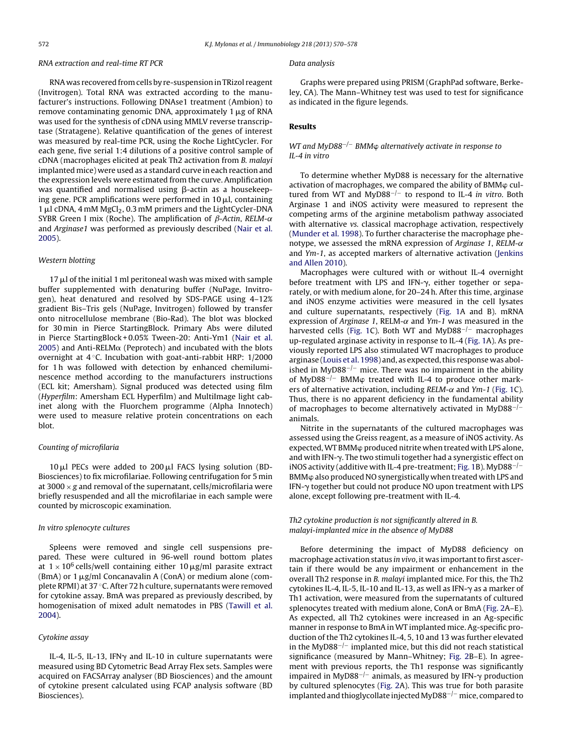### RNA extraction and real-time RT PCR

RNA was recovered from cells by re-suspension in TRizol reagent (Invitrogen). Total RNA was extracted according to the manufacturer's instructions. Following DNAse1 treatment (Ambion) to remove contaminating genomic DNA, approximately 1 μg of RNA was used for the synthesis of cDNA using MMLV reverse transcriptase (Stratagene). Relative quantification of the genes of interest was measured by real-time PCR, using the Roche LightCycler. For each gene, five serial 1:4 dilutions of a positive control sample of cDNA (macrophages elicited at peak Th2 activation from *B. malayi* implanted mice) were used as a standard curve in each reaction and the expression levels were estimated from the curve. Amplification was quantified and normalised using β-actin as a housekeeping gene. PCR amplifications were performed in 10 μl, containing 1 μl cDNA, 4 mM $MgCl_2$, 0.3 mM primers and the LightCycler-DNA SYBR Green I mix (Roche). The amplification of *β-Actin*, *RELM-α* and *Arginase1* was performed as previously described (Nair et al. 2005).

### Western blotting

17 μl of the initial 1 ml peritoneal wash was mixed with sample buffer supplemented with denaturing buffer (NuPage, Invitrogen), heat denatured and resolved by SDS-PAGE using 4–12% gradient Bis–Tris gels (NuPage, Invitrogen) followed by transfer onto nitrocellulose membrane (Bio-Rad). The blot was blocked for 30 min in Pierce StartingBlock. Primary Abs were diluted in Pierce StartingBlock + 0.05% Tween-20: Anti-Ym1 (Nair et al. 2005) and Anti-RELMα (Peprotech) and incubated with the blots overnight at 4 °C. Incubation with goat-anti-rabbit HRP: 1/2000 for 1 h was followed with detection by enhanced chemiluminescence method according to the manufacturers instructions (ECL kit; Amersham). Signal produced was detected using film (*Hyperfilm*: Amersham ECL Hyperfilm) and MultiImage light cabinet along with the Fluorchem programme (Alpha Innotech) were used to measure relative protein concentrations on each blot.

### Counting of microfilaria

10 μl PECs were added to 200 μl FACS lysing solution (BD-Biosciences) to fix microfilariae. Following centrifugation for 5 min at 3000 × *g* and removal of the supernatant, cells/microfilaria were briefly resuspended and all the microfilariae in each sample were counted by microscopic examination.

### In vitro splenocyte cultures

Spleens were removed and single cell suspensions prepared. These were cultured in 96-well round bottom plates at $1 \times 10^6$ cells/well containing either 10 μg/ml parasite extract (BmA) or 1 μg/ml Concanavalin A (ConA) or medium alone (complete RPMI) at 37 °C. After 72 h culture, supernatants were removed for cytokine assay. BmA was prepared as previously described, by homogenisation of mixed adult nematodes in PBS (Tawill et al. 2004).

### Cytokine assay

IL-4, IL-5, IL-13, IFNγ and IL-10 in culture supernatants were measured using BD Cytometric Bead Array Flex sets. Samples were acquired on FACSArray analyser (BD Biosciences) and the amount of cytokine present calculated using FCAP analysis software (BD Biosciences).

### Data analysis

Graphs were prepared using PRISM (GraphPad software, Berkeley, CA). The Mann–Whitney test was used to test for significance as indicated in the figure legends.

## Results

### WT and MyD88$^{-/-}$ BMMφ alternatively activate in response to IL-4 in vitro

To determine whether MyD88 is necessary for the alternative activation of macrophages, we compared the ability of BMMφ cultured from WT and MyD88$^{-/-}$ to respond to IL-4 *in vitro*. Both Arginase 1 and iNOS activity were measured to represent the competing arms of the arginine metabolism pathway associated with alternative *vs.* classical macrophage activation, respectively (Munder et al. 1998). To further characterise the macrophage phenotype, we assessed the mRNA expression of *Arginase 1*, *RELM-α* and *Ym-1*, as accepted markers of alternative activation (Jenkins and Allen 2010).

Macrophages were cultured with or without IL-4 overnight before treatment with LPS and IFN-γ, either together or separately, or with medium alone, for 20–24 h. After this time, arginase and iNOS enzyme activities were measured in the cell lysates and culture supernatants, respectively (Fig. 1A and B). mRNA expression of *Arginase 1*, RELM-*α* and *Ym-1* was measured in the harvested cells (Fig. 1C). Both WT and MyD88$^{-/-}$ macrophages up-regulated arginase activity in response to IL-4 (Fig. 1A). As previously reported LPS also stimulated WT macrophages to produce arginase (Louis et al. 1998) and, as expected, this response was abolished in MyD88$^{-/-}$ mice. There was no impairment in the ability of MyD88$^{-/-}$ BMMφ treated with IL-4 to produce other markers of alternative activation, including *RELM-α* and *Ym-1* (Fig. 1C). Thus, there is no apparent deficiency in the fundamental ability of macrophages to become alternatively activated in MyD88$^{-/-}$ animals.

Nitrite in the supernatants of the cultured macrophages was assessed using the Greiss reagent, as a measure of iNOS activity. As expected, WT BMMφ produced nitrite when treated with LPS alone, and with IFN-γ. The two stimuli together had a synergistic effect on iNOS activity (additive with IL-4 pre-treatment; Fig. 1B). MyD88$^{-/-}$ BMMφ also produced NO synergistically when treated with LPS and IFN-γ together but could not produce NO upon treatment with LPS alone, except following pre-treatment with IL-4.

### Th2 cytokine production is not significantly altered in B. malayi-implanted mice in the absence of MyD88

Before determining the impact of MyD88 deficiency on macrophage activation status *in vivo*, it was important to first ascertain if there would be any impairment or enhancement in the overall Th2 response in *B. malayi* implanted mice. For this, the Th2 cytokines IL-4, IL-5, IL-10 and IL-13, as well as IFN-γ as a marker of Th1 activation, were measured from the supernatants of cultured splenocytes treated with medium alone, ConA or BmA (Fig. 2A–E). As expected, all Th2 cytokines were increased in an Ag-specific manner in response to BmA in WT implanted mice. Ag-specific production of the Th2 cytokines IL-4, 5, 10 and 13 was further elevated in the MyD88$^{-/-}$ implanted mice, but this did not reach statistical significance (measured by Mann–Whitney; Fig. 2B–E). In agreement with previous reports, the Th1 response was significantly impaired in MyD88$^{-/-}$ animals, as measured by IFN-γ production by cultured splenocytes (Fig. 2A). This was true for both parasite implanted and thioglycollate injected MyD88$^{-/-}$ mice, compared to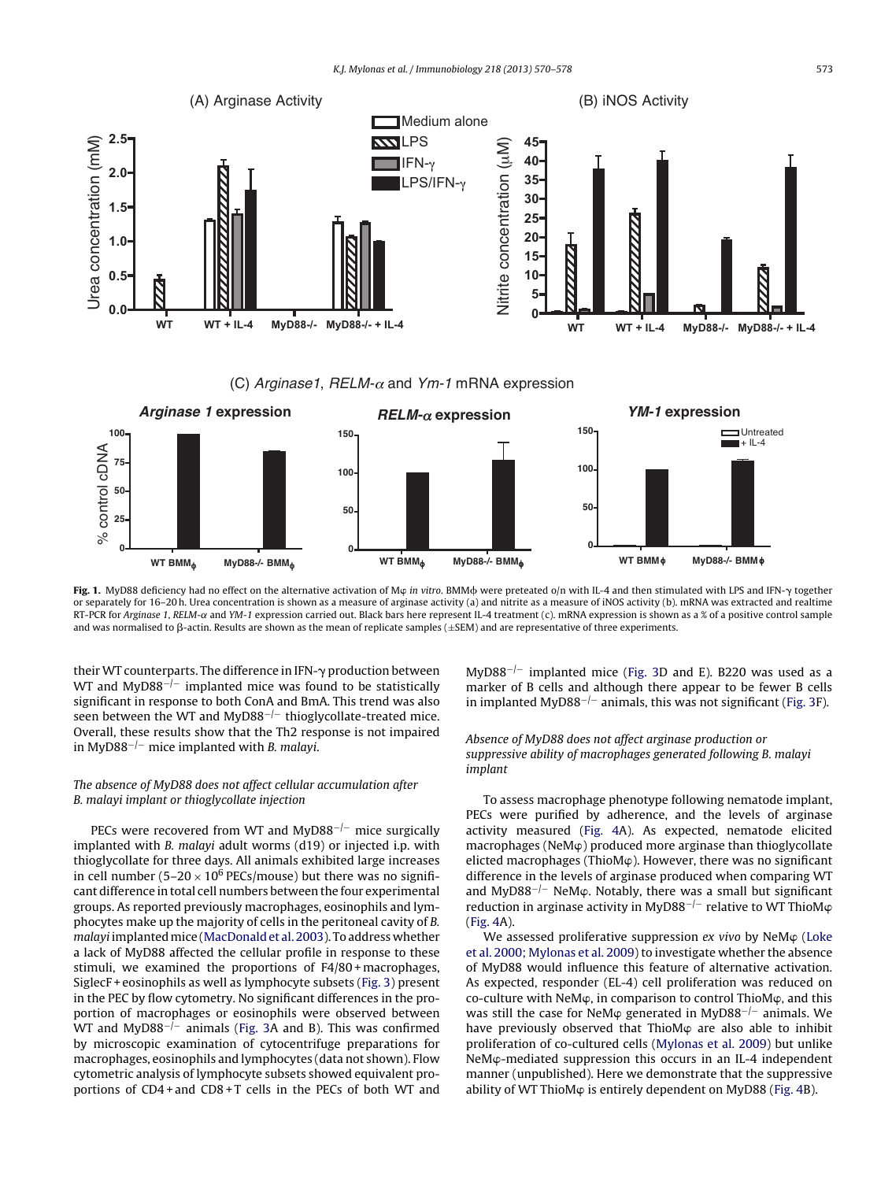**Fig. 1.** MyD88 deficiency had no effect on the alternative activation of Mφ *in vitro*. BMMϕ were preteated o/n with IL-4 and then stimulated with LPS and IFN-γ together or separately for 16–20 h. Urea concentration is shown as a measure of arginase activity (a) and nitrite as a measure of iNOS activity (b). mRNA was extracted and realtime RT-PCR for *Arginase 1*, *RELM-α* and *YM-1* expression carried out. Black bars here represent IL-4 treatment (c). mRNA expression is shown as a % of a positive control sample and was normalised to β-actin. Results are shown as the mean of replicate samples (±SEM) and are representative of three experiments.

their WT counterparts. The difference in IFN-γ production between WT and MyD88$^{-/-}$ implanted mice was found to be statistically significant in response to both ConA and BmA. This trend was also seen between the WT and MyD88$^{-/-}$ thioglycollate-treated mice. Overall, these results show that the Th2 response is not impaired in MyD88$^{-/-}$ mice implanted with *B. malayi*.

*The absence of MyD88 does not affect cellular accumulation after B. malayi implant or thioglycollate injection*

PECs were recovered from WT and MyD88$^{-/-}$ mice surgically implanted with *B. malayi* adult worms (d19) or injected i.p. with thioglycollate for three days. All animals exhibited large increases in cell number ($5–20 \times 10^6$ PECs/mouse) but there was no significant difference in total cell numbers between the four experimental groups. As reported previously macrophages, eosinophils and lymphocytes make up the majority of cells in the peritoneal cavity of *B. malayi* implanted mice (MacDonald et al. 2003). To address whether a lack of MyD88 affected the cellular profile in response to these stimuli, we examined the proportions of F4/80 + macrophages, SiglecF + eosinophils as well as lymphocyte subsets (Fig. 3) present in the PEC by flow cytometry. No significant differences in the proportion of macrophages or eosinophils were observed between WT and MyD88$^{-/-}$ animals (Fig. 3A and B). This was confirmed by microscopic examination of cytocentrifuge preparations for macrophages, eosinophils and lymphocytes (data not shown). Flow cytometric analysis of lymphocyte subsets showed equivalent proportions of CD4 + and CD8 + T cells in the PECs of both WT and MyD88$^{-/-}$ implanted mice (Fig. 3D and E). B220 was used as a marker of B cells and although there appear to be fewer B cells in implanted MyD88$^{-/-}$ animals, this was not significant (Fig. 3F).

*Absence of MyD88 does not affect arginase production or suppressive ability of macrophages generated following B. malayi implant*

To assess macrophage phenotype following nematode implant, PECs were purified by adherence, and the levels of arginase activity measured (Fig. 4A). As expected, nematode elicited macrophages (NeMφ) produced more arginase than thioglycollate elicted macrophages (ThioMφ). However, there was no significant difference in the levels of arginase produced when comparing WT and MyD88$^{-/-}$ NeMφ. Notably, there was a small but significant reduction in arginase activity in MyD88$^{-/-}$ relative to WT ThioMφ (Fig. 4A).

We assessed proliferative suppression *ex vivo* by NeMφ (Loke et al. 2000; Mylonas et al. 2009) to investigate whether the absence of MyD88 would influence this feature of alternative activation. As expected, responder (EL-4) cell proliferation was reduced on co-culture with NeMφ, in comparison to control ThioMφ, and this was still the case for NeMφ generated in MyD88$^{-/-}$ animals. We have previously observed that ThioMφ are also able to inhibit proliferation of co-cultured cells (Mylonas et al. 2009) but unlike NeMφ-mediated suppression this occurs in an IL-4 independent manner (unpublished). Here we demonstrate that the suppressive ability of WT ThioMφ is entirely dependent on MyD88 (Fig. 4B).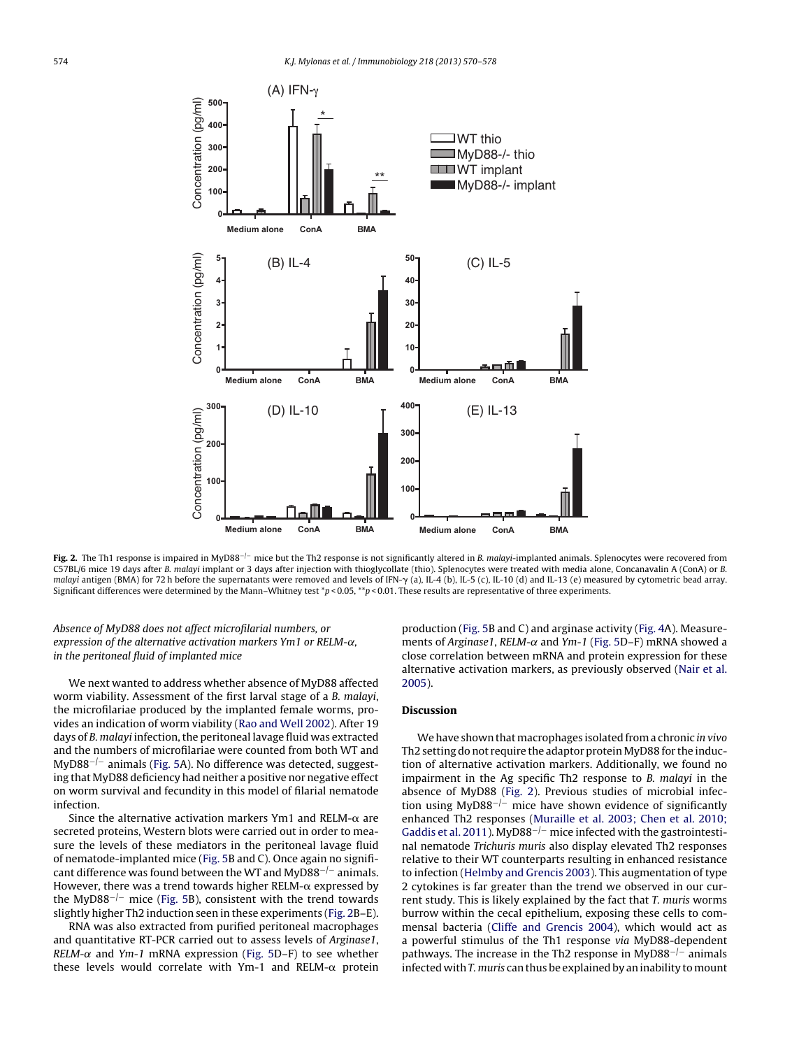**Fig. 2.** The Th1 response is impaired in MyD88$^{-/-}$ mice but the Th2 response is not significantly altered in *B. malayi*-implanted animals. Splenocytes were recovered from C57BL/6 mice 19 days after *B. malayi* implant or 3 days after injection with thioglycollate (thio). Splenocytes were treated with media alone, Concanavalin A (ConA) or *B. malayi* antigen (BMA) for 72 h before the supernatants were removed and levels of IFN-γ (a), IL-4 (b), IL-5 (c), IL-10 (d) and IL-13 (e) measured by cytometric bead array. Significant differences were determined by the Mann–Whitney test $^{*}p < 0.05$, $^{**}p < 0.01$. These results are representative of three experiments.

*Absence of MyD88 does not affect microfilarial numbers, or expression of the alternative activation markers Ym1 or RELM-α, in the peritoneal fluid of implanted mice*

We next wanted to address whether absence of MyD88 affected worm viability. Assessment of the first larval stage of a *B. malayi*, the microfilariae produced by the implanted female worms, provides an indication of worm viability (Rao and Well 2002). After 19 days of *B. malayi* infection, the peritoneal lavage fluid was extracted and the numbers of microfilariae were counted from both WT and MyD88$^{-/-}$ animals (Fig. 5A). No difference was detected, suggesting that MyD88 deficiency had neither a positive nor negative effect on worm survival and fecundity in this model of filarial nematode infection.

Since the alternative activation markers Ym1 and RELM-α are secreted proteins, Western blots were carried out in order to measure the levels of these mediators in the peritoneal lavage fluid of nematode-implanted mice (Fig. 5B and C). Once again no significant difference was found between the WT and MyD88$^{-/-}$ animals. However, there was a trend towards higher RELM-α expressed by the MyD88$^{-/-}$ mice (Fig. 5B), consistent with the trend towards slightly higher Th2 induction seen in these experiments (Fig. 2B–E).

RNA was also extracted from purified peritoneal macrophages and quantitative RT-PCR carried out to assess levels of *Arginase1*, *RELM-α* and *Ym-1* mRNA expression (Fig. 5D–F) to see whether these levels would correlate with Ym-1 and RELM-α protein production (Fig. 5B and C) and arginase activity (Fig. 4A). Measurements of *Arginase1*, *RELM-α* and *Ym-1* (Fig. 5D–F) mRNA showed a close correlation between mRNA and protein expression for these alternative activation markers, as previously observed (Nair et al. 2005).

## Discussion

We have shown that macrophages isolated from a chronic *in vivo* Th2 setting do not require the adaptor protein MyD88 for the induction of alternative activation markers. Additionally, we found no impairment in the Ag specific Th2 response to *B. malayi* in the absence of MyD88 (Fig. 2). Previous studies of microbial infection using MyD88$^{-/-}$ mice have shown evidence of significantly enhanced Th2 responses (Muraille et al. 2003; Chen et al. 2010; Gaddis et al. 2011). MyD88$^{-/-}$ mice infected with the gastrointestinal nematode *Trichuris muris* also display elevated Th2 responses relative to their WT counterparts resulting in enhanced resistance to infection (Helmby and Grencis 2003). This augmentation of type 2 cytokines is far greater than the trend we observed in our current study. This is likely explained by the fact that *T. muris* worms burrow within the cecal epithelium, exposing these cells to commensal bacteria (Cliffe and Grencis 2004), which would act as a powerful stimulus of the Th1 response *via* MyD88-dependent pathways. The increase in the Th2 response in MyD88$^{-/-}$ animals infected with *T. muris* can thus be explained by an inability to mount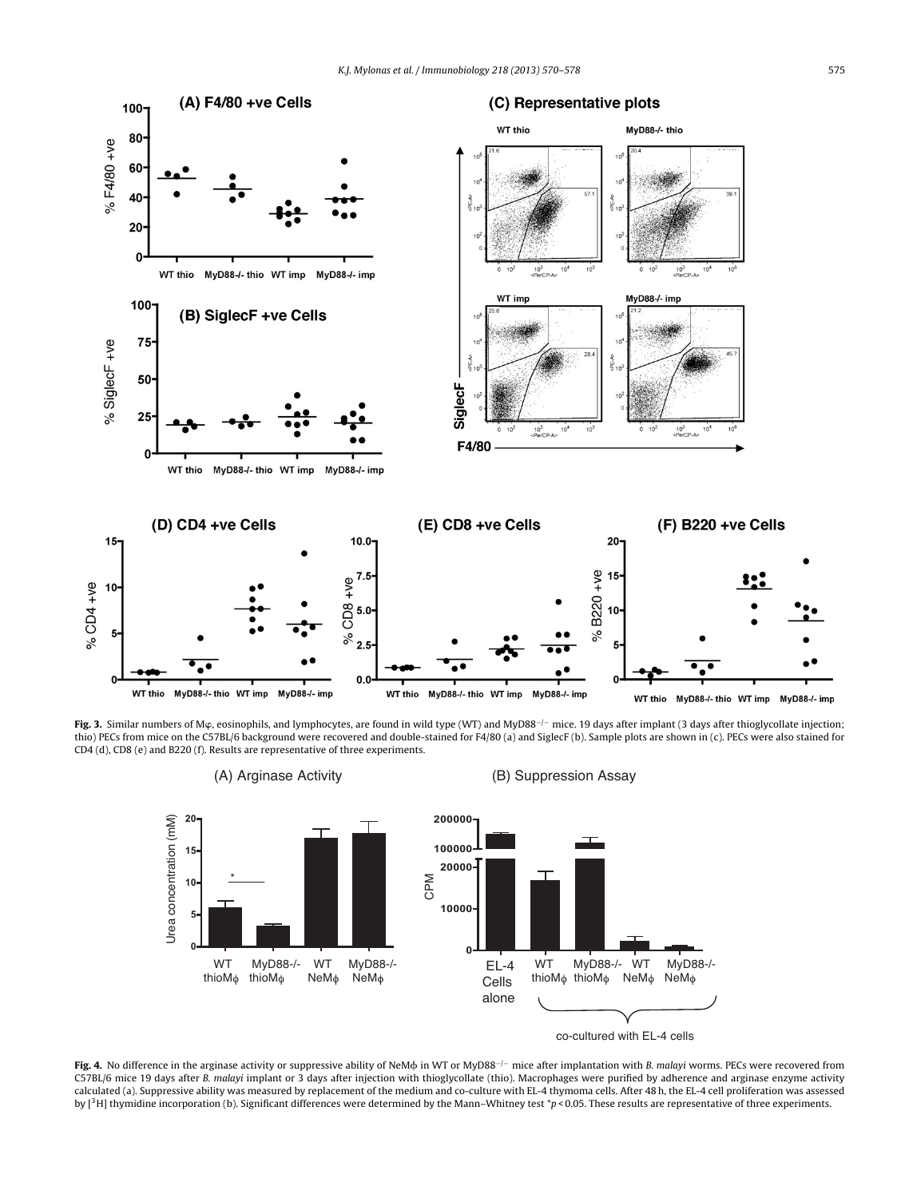**Fig. 3.** Similar numbers of Mφ, eosinophils, and lymphocytes, are found in wild type (WT) and MyD88$^{-/-}$ mice. 19 days after implant (3 days after thioglycollate injection; thio) PECs from mice on the C57BL/6 background were recovered and double-stained for F4/80 (a) and SiglecF (b). Sample plots are shown in (c). PECs were also stained for CD4 (d), CD8 (e) and B220 (f). Results are representative of three experiments.

**Fig. 4.** No difference in the arginase activity or suppressive ability of NeMϕ in WT or MyD88$^{-/-}$ mice after implantation with *B. malayi* worms. PECs were recovered from C57BL/6 mice 19 days after *B. malayi* implant or 3 days after injection with thioglycollate (thio). Macrophages were purified by adherence and arginase enzyme activity calculated (a). Suppressive ability was measured by replacement of the medium and co-culture with EL-4 thymoma cells. After 48 h, the EL-4 cell proliferation was assessed by [$^3$H] thymidine incorporation (b). Significant differences were determined by the Mann–Whitney test *$p < 0.05$. These results are representative of three experiments.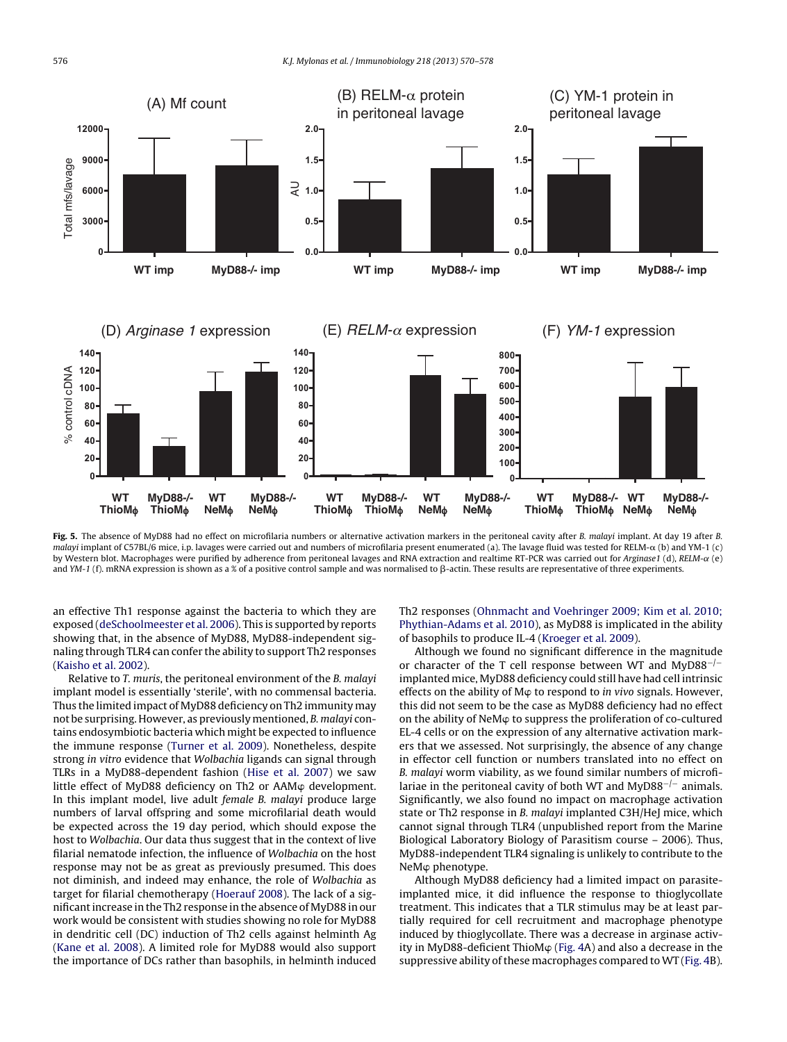**Fig. 5.** The absence of MyD88 had no effect on microfilaria numbers or alternative activation markers in the peritoneal cavity after *B. malayi* implant. At day 19 after *B. malayi* implant of C57BL/6 mice, i.p. lavages were carried out and numbers of microfilaria present enumerated (a). The lavage fluid was tested for RELM-α (b) and YM-1 (c) by Western blot. Macrophages were purified by adherence from peritoneal lavages and RNA extraction and realtime RT-PCR was carried out for *Arginase1* (d), *RELM-α* (e) and *YM-1* (f). mRNA expression is shown as a % of a positive control sample and was normalised to β-actin. These results are representative of three experiments.

an effective Th1 response against the bacteria to which they are exposed (deSchoolmeester et al. 2006). This is supported by reports showing that, in the absence of MyD88, MyD88-independent signaling through TLR4 can confer the ability to support Th2 responses (Kaisho et al. 2002).

Relative to *T. muris*, the peritoneal environment of the *B. malayi* implant model is essentially 'sterile', with no commensal bacteria. Thus the limited impact of MyD88 deficiency on Th2 immunity may not be surprising. However, as previously mentioned, *B. malayi* contains endosymbiotic bacteria which might be expected to influence the immune response (Turner et al. 2009). Nonetheless, despite strong *in vitro* evidence that *Wolbachia* ligands can signal through TLRs in a MyD88-dependent fashion (Hise et al. 2007) we saw little effect of MyD88 deficiency on Th2 or AAMφ development. In this implant model, live adult *female B. malayi* produce large numbers of larval offspring and some microfilarial death would be expected across the 19 day period, which should expose the host to *Wolbachia*. Our data thus suggest that in the context of live filarial nematode infection, the influence of *Wolbachia* on the host response may not be as great as previously presumed. This does not diminish, and indeed may enhance, the role of *Wolbachia* as target for filarial chemotherapy (Hoerauf 2008). The lack of a significant increase in the Th2 response in the absence of MyD88 in our work would be consistent with studies showing no role for MyD88 in dendritic cell (DC) induction of Th2 cells against helminth Ag (Kane et al. 2008). A limited role for MyD88 would also support the importance of DCs rather than basophils, in helminth induced Th2 responses (Ohnmacht and Voehringer 2009; Kim et al. 2010; Phythian-Adams et al. 2010), as MyD88 is implicated in the ability of basophils to produce IL-4 (Kroeger et al. 2009).

Although we found no significant difference in the magnitude or character of the T cell response between WT and MyD88$^{-/-}$ implanted mice, MyD88 deficiency could still have had cell intrinsic effects on the ability of Mφ to respond to *in vivo* signals. However, this did not seem to be the case as MyD88 deficiency had no effect on the ability of NeMφ to suppress the proliferation of co-cultured EL-4 cells or on the expression of any alternative activation markers that we assessed. Not surprisingly, the absence of any change in effector cell function or numbers translated into no effect on *B. malayi* worm viability, as we found similar numbers of microfilariae in the peritoneal cavity of both WT and MyD88$^{-/-}$ animals. Significantly, we also found no impact on macrophage activation state or Th2 response in *B. malayi* implanted C3H/HeJ mice, which cannot signal through TLR4 (unpublished report from the Marine Biological Laboratory Biology of Parasitism course – 2006). Thus, MyD88-independent TLR4 signaling is unlikely to contribute to the NeMφ phenotype.

Although MyD88 deficiency had a limited impact on parasite-implanted mice, it did influence the response to thioglycollate treatment. This indicates that a TLR stimulus may be at least partially required for cell recruitment and macrophage phenotype induced by thioglycollate. There was a decrease in arginase activity in MyD88-deficient ThioMφ (Fig. 4A) and also a decrease in the suppressive ability of these macrophages compared to WT (Fig. 4B).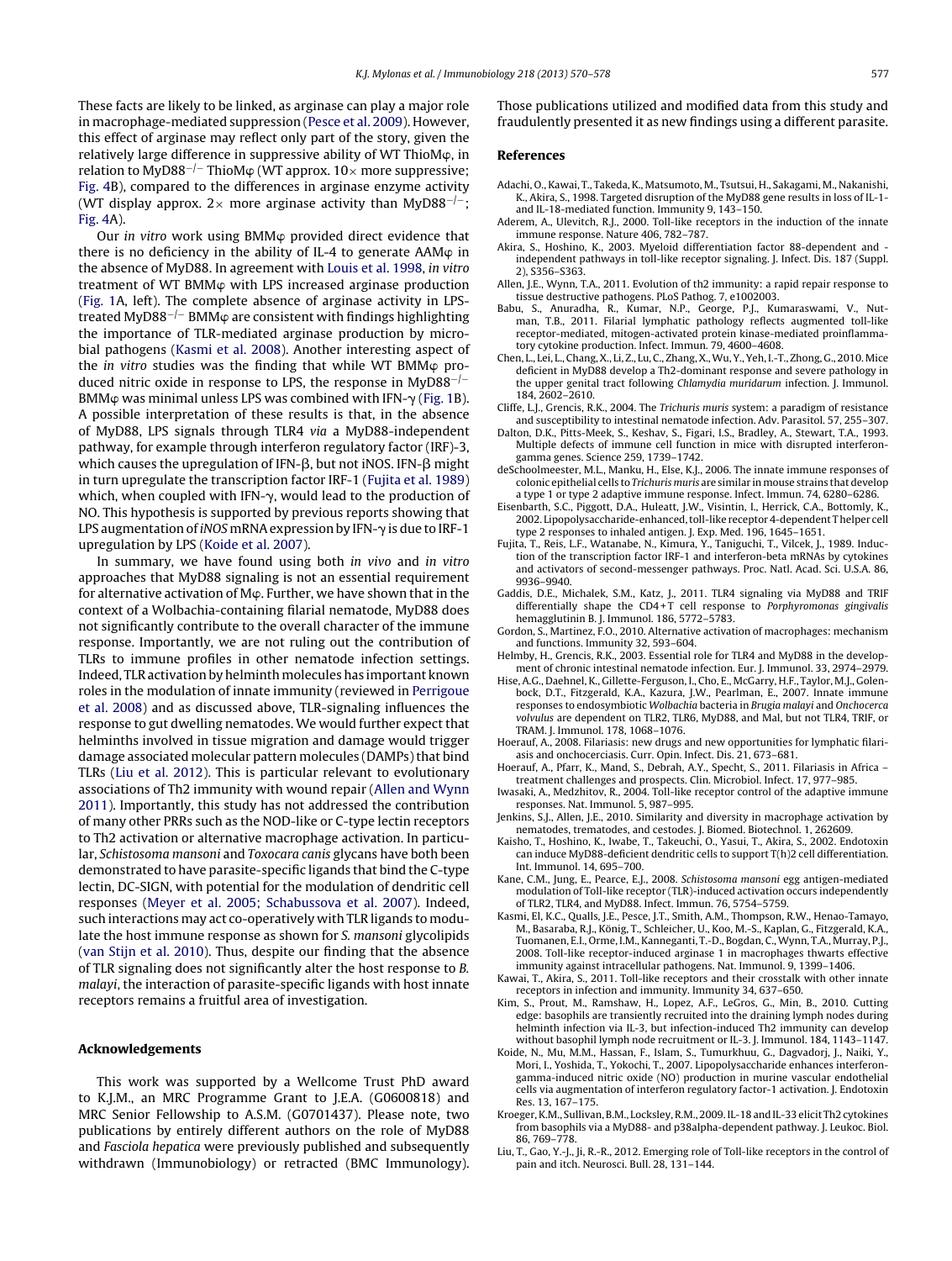These facts are likely to be linked, as arginase can play a major role in macrophage-mediated suppression (Pesce et al. 2009). However, this effect of arginase may reflect only part of the story, given the relatively large difference in suppressive ability of WT ThioMφ, in relation to MyD88$^{-/-}$ ThioMφ (WT approx. 10× more suppressive; Fig. 4B), compared to the differences in arginase enzyme activity (WT display approx. 2× more arginase activity than MyD88$^{-/-}$; Fig. 4A).

Our *in vitro* work using BMMφ provided direct evidence that there is no deficiency in the ability of IL-4 to generate AAMφ in the absence of MyD88. In agreement with Louis et al. 1998, *in vitro* treatment of WT BMMφ with LPS increased arginase production (Fig. 1A, left). The complete absence of arginase activity in LPS-treated MyD88$^{-/-}$ BMMφ are consistent with findings highlighting the importance of TLR-mediated arginase production by microbial pathogens (Kasmi et al. 2008). Another interesting aspect of the *in vitro* studies was the finding that while WT BMMφ produced nitric oxide in response to LPS, the response in MyD88$^{-/-}$ BMMφ was minimal unless LPS was combined with IFN-γ (Fig. 1B). A possible interpretation of these results is that, in the absence of MyD88, LPS signals through TLR4 *via* a MyD88-independent pathway, for example through interferon regulatory factor (IRF)-3, which causes the upregulation of IFN-β, but not iNOS. IFN-β might in turn upregulate the transcription factor IRF-1 (Fujita et al. 1989) which, when coupled with IFN-γ, would lead to the production of NO. This hypothesis is supported by previous reports showing that LPS augmentation of *iNOS* mRNA expression by IFN-γ is due to IRF-1 upregulation by LPS (Koide et al. 2007).

In summary, we have found using both *in vivo* and *in vitro* approaches that MyD88 signaling is not an essential requirement for alternative activation of Mφ. Further, we have shown that in the context of a Wolbachia-containing filarial nematode, MyD88 does not significantly contribute to the overall character of the immune response. Importantly, we are not ruling out the contribution of TLRs to immune profiles in other nematode infection settings. Indeed, TLR activation by helminth molecules has important known roles in the modulation of innate immunity (reviewed in Perrigoue et al. 2008) and as discussed above, TLR-signaling influences the response to gut dwelling nematodes. We would further expect that helminths involved in tissue migration and damage would trigger damage associated molecular pattern molecules (DAMPs) that bind TLRs (Liu et al. 2012). This is particular relevant to evolutionary associations of Th2 immunity with wound repair (Allen and Wynn 2011). Importantly, this study has not addressed the contribution of many other PRRs such as the NOD-like or C-type lectin receptors to Th2 activation or alternative macrophage activation. In particular, *Schistosoma mansoni* and *Toxocara canis* glycans have both been demonstrated to have parasite-specific ligands that bind the C-type lectin, DC-SIGN, with potential for the modulation of dendritic cell responses (Meyer et al. 2005; Schabussova et al. 2007). Indeed, such interactions may act co-operatively with TLR ligands to modulate the host immune response as shown for *S. mansoni* glycolipids (van Stijn et al. 2010). Thus, despite our finding that the absence of TLR signaling does not significantly alter the host response to *B. malayi*, the interaction of parasite-specific ligands with host innate receptors remains a fruitful area of investigation.

## Acknowledgements

This work was supported by a Wellcome Trust PhD award to K.J.M., an MRC Programme Grant to J.E.A. (G0600818) and MRC Senior Fellowship to A.S.M. (G0701437). Please note, two publications by entirely different authors on the role of MyD88 and *Fasciola hepatica* were previously published and subsequently withdrawn (Immunobiology) or retracted (BMC Immunology). Those publications utilized and modified data from this study and fraudulently presented it as new findings using a different parasite.

## References

Adachi, O., Kawai, T., Takeda, K., Matsumoto, M., Tsutsui, H., Sakagami, M., Nakanishi, K., Akira, S., 1998. Targeted disruption of the MyD88 gene results in loss of IL-1- and IL-18-mediated function. Immunity 9, 143–150.

Aderem, A., Ulevitch, R.J., 2000. Toll-like receptors in the induction of the innate immune response. Nature 406, 782–787.

Akira, S., Hoshino, K., 2003. Myeloid differentiation factor 88-dependent and -independent pathways in toll-like receptor signaling. J. Infect. Dis. 187 (Suppl. 2), S356–S363.

Allen, J.E., Wynn, T.A., 2011. Evolution of th2 immunity: a rapid repair response to tissue destructive pathogens. PLoS Pathog. 7, e1002003.

Babu, S., Anuradha, R., Kumar, N.P., George, P.J., Kumaraswami, V., Nutman, T.B., 2011. Filarial lymphatic pathology reflects augmented toll-like receptor-mediated, mitogen-activated protein kinase-mediated proinflammatory cytokine production. Infect. Immun. 79, 4600–4608.

Chen, L., Lei, L., Chang, X., Li, Z., Lu, C., Zhang, X., Wu, Y., Yeh, I.-T., Zhong, G., 2010. Mice deficient in MyD88 develop a Th2-dominant response and severe pathology in the upper genital tract following *Chlamydia muridarum* infection. J. Immunol. 184, 2602–2610.

Cliffe, L.J., Grencis, R.K., 2004. The *Trichuris muris* system: a paradigm of resistance and susceptibility to intestinal nematode infection. Adv. Parasitol. 57, 255–307.

Dalton, D.K., Pitts-Meek, S., Keshav, S., Figari, I.S., Bradley, A., Stewart, T.A., 1993. Multiple defects of immune cell function in mice with disrupted interferon-gamma genes. Science 259, 1739–1742.

deSchoolmeester, M.L., Manku, H., Else, K.J., 2006. The innate immune responses of colonic epithelial cells to *Trichuris muris* are similar in mouse strains that develop a type 1 or type 2 adaptive immune response. Infect. Immun. 74, 6280–6286.

Eisenbarth, S.C., Piggott, D.A., Huleatt, J.W., Visintin, I., Herrick, C.A., Bottomly, K., 2002. Lipopolysaccharide-enhanced, toll-like receptor 4-dependent T helper cell type 2 responses to inhaled antigen. J. Exp. Med. 196, 1645–1651.

Fujita, T., Reis, L.F., Watanabe, N., Kimura, Y., Taniguchi, T., Vilcek, J., 1989. Induction of the transcription factor IRF-1 and interferon-beta mRNAs by cytokines and activators of second-messenger pathways. Proc. Natl. Acad. Sci. U.S.A. 86, 9936–9940.

Gaddis, D.E., Michalek, S.M., Katz, J., 2011. TLR4 signaling via MyD88 and TRIF differentially shape the CD4+T cell response to *Porphyromonas gingivalis* hemagglutinin B. J. Immunol. 186, 5772–5783.

Gordon, S., Martinez, F.O., 2010. Alternative activation of macrophages: mechanism and functions. Immunity 32, 593–604.

Helmby, H., Grencis, R.K., 2003. Essential role for TLR4 and MyD88 in the development of chronic intestinal nematode infection. Eur. J. Immunol. 33, 2974–2979.

Hise, A.G., Daehnel, K., Gillette-Ferguson, I., Cho, E., McGarry, H.F., Taylor, M.J., Golenbock, D.T., Fitzgerald, K.A., Kazura, J.W., Pearlman, E., 2007. Innate immune responses to endosymbiotic *Wolbachia* bacteria in *Brugia malayi* and *Onchocerca volvulus* are dependent on TLR2, TLR6, MyD88, and Mal, but not TLR4, TRIF, or TRAM. J. Immunol. 178, 1068–1076.

Hoerauf, A., 2008. Filariasis: new drugs and new opportunities for lymphatic filariasis and onchocerciasis. Curr. Opin. Infect. Dis. 21, 673–681.

Hoerauf, A., Pfarr, K., Mand, S., Debrah, A.Y., Specht, S., 2011. Filariasis in Africa – treatment challenges and prospects. Clin. Microbiol. Infect. 17, 977–985.

Iwasaki, A., Medzhitov, R., 2004. Toll-like receptor control of the adaptive immune responses. Nat. Immunol. 5, 987–995.

Jenkins, S.J., Allen, J.E., 2010. Similarity and diversity in macrophage activation by nematodes, trematodes, and cestodes. J. Biomed. Biotechnol. 1, 262609.

Kaisho, T., Hoshino, K., Iwabe, T., Takeuchi, O., Yasui, T., Akira, S., 2002. Endotoxin can induce MyD88-deficient dendritic cells to support T(h)2 cell differentiation. Int. Immunol. 14, 695–700.

Kane, C.M., Jung, E., Pearce, E.J., 2008. *Schistosoma mansoni* egg antigen-mediated modulation of Toll-like receptor (TLR)-induced activation occurs independently of TLR2, TLR4, and MyD88. Infect. Immun. 76, 5754–5759.

Kasmi, El, K.C., Qualls, J.E., Pesce, J.T., Smith, A.M., Thompson, R.W., Henao-Tamayo, M., Basaraba, R.J., König, T., Schleicher, U., Koo, M.-S., Kaplan, G., Fitzgerald, K.A., Tuomanen, E.I., Orme, I.M., Kanneganti, T.-D., Bogdan, C., Wynn, T.A., Murray, P.J., 2008. Toll-like receptor-induced arginase 1 in macrophages thwarts effective immunity against intracellular pathogens. Nat. Immunol. 9, 1399–1406.

Kawai, T., Akira, S., 2011. Toll-like receptors and their crosstalk with other innate receptors in infection and immunity. Immunity 34, 637–650.

Kim, S., Prout, M., Ramshaw, H., Lopez, A.F., LeGros, G., Min, B., 2010. Cutting edge: basophils are transiently recruited into the draining lymph nodes during helminth infection via IL-3, but infection-induced Th2 immunity can develop without basophil lymph node recruitment or IL-3. J. Immunol. 184, 1143–1147.

Koide, N., Mu, M.M., Hassan, F., Islam, S., Tumurkhuu, G., Dagvadorj, J., Naiki, Y., Mori, I., Yoshida, T., Yokochi, T., 2007. Lipopolysaccharide enhances interferon-gamma-induced nitric oxide (NO) production in murine vascular endothelial cells via augmentation of interferon regulatory factor-1 activation. J. Endotoxin Res. 13, 167–175.

Kroeger, K.M., Sullivan, B.M., Locksley, R.M., 2009. IL-18 and IL-33 elicit Th2 cytokines from basophils via a MyD88- and p38alpha-dependent pathway. J. Leukoc. Biol. 86, 769–778.

Liu, T., Gao, Y.-J., Ji, R.-R., 2012. Emerging role of Toll-like receptors in the control of pain and itch. Neurosci. Bull. 28, 131–144.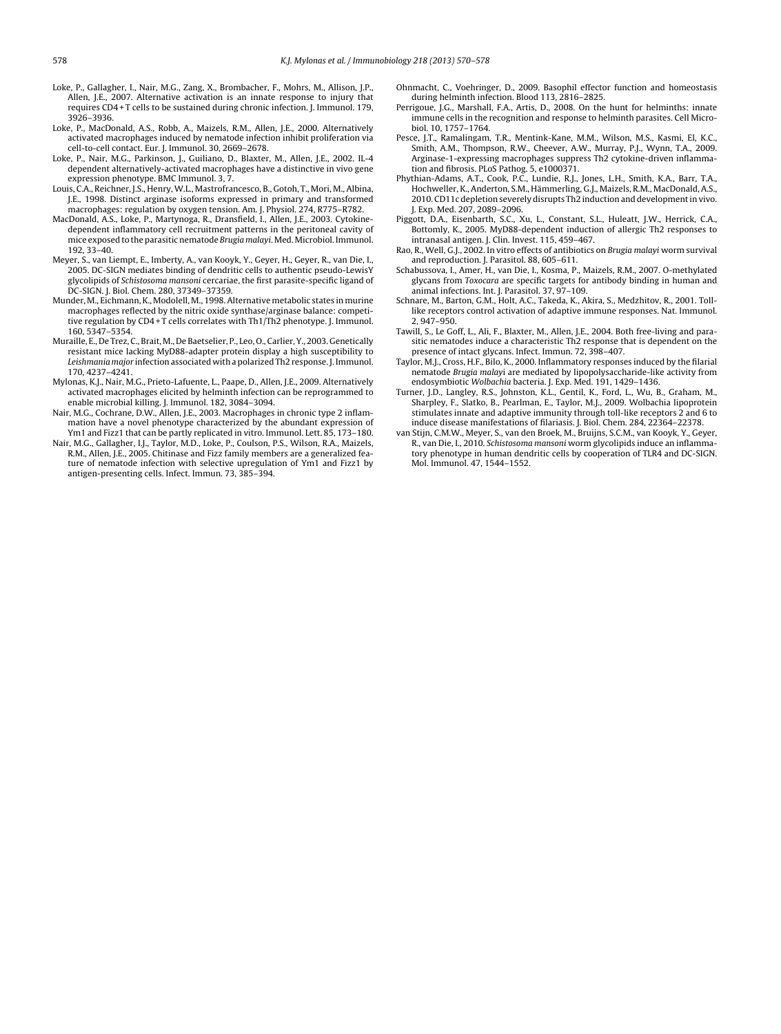Loke, P., Gallagher, I., Nair, M.G., Zang, X., Brombacher, F., Mohrs, M., Allison, J.P., Allen, J.E., 2007. Alternative activation is an innate response to injury that requires CD4+T cells to be sustained during chronic infection. J. Immunol. 179, 3926–3936.

Loke, P., MacDonald, A.S., Robb, A., Maizels, R.M., Allen, J.E., 2000. Alternatively activated macrophages induced by nematode infection inhibit proliferation via cell-to-cell contact. Eur. J. Immunol. 30, 2669–2678.

Loke, P., Nair, M.G., Parkinson, J., Guiliano, D., Blaxter, M., Allen, J.E., 2002. IL-4 dependent alternatively-activated macrophages have a distinctive in vivo gene expression phenotype. BMC Immunol. 3, 7.

Louis, C.A., Reichner, J.S., Henry, W.L., Mastrofrancesco, B., Gotoh, T., Mori, M., Albina, J.E., 1998. Distinct arginase isoforms expressed in primary and transformed macrophages: regulation by oxygen tension. Am. J. Physiol. 274, R775–R782.

MacDonald, A.S., Loke, P., Martynoga, R., Dransfield, I., Allen, J.E., 2003. Cytokine-dependent inflammatory cell recruitment patterns in the peritoneal cavity of mice exposed to the parasitic nematode *Brugia malayi*. Med. Microbiol. Immunol. 192, 33–40.

Meyer, S., van Liempt, E., Imberty, A., van Kooyk, Y., Geyer, H., Geyer, R., van Die, I., 2005. DC-SIGN mediates binding of dendritic cells to authentic pseudo-LewisY glycolipids of *Schistosoma mansoni* cercariae, the first parasite-specific ligand of DC-SIGN. J. Biol. Chem. 280, 37349–37359.

Munder, M., Eichmann, K., Modolell, M., 1998. Alternative metabolic states in murine macrophages reflected by the nitric oxide synthase/arginase balance: competitive regulation by CD4+T cells correlates with Th1/Th2 phenotype. J. Immunol. 160, 5347–5354.

Muraille, E., De Trez, C., Brait, M., De Baetselier, P., Leo, O., Carlier, Y., 2003. Genetically resistant mice lacking MyD88-adapter protein display a high susceptibility to *Leishmania major* infection associated with a polarized Th2 response. J. Immunol. 170, 4237–4241.

Mylonas, K.J., Nair, M.G., Prieto-Lafuente, L., Paape, D., Allen, J.E., 2009. Alternatively activated macrophages elicited by helminth infection can be reprogrammed to enable microbial killing. J. Immunol. 182, 3084–3094.

Nair, M.G., Cochrane, D.W., Allen, J.E., 2003. Macrophages in chronic type 2 inflammation have a novel phenotype characterized by the abundant expression of Ym1 and Fizz1 that can be partly replicated in vitro. Immunol. Lett. 85, 173–180.

Nair, M.G., Gallagher, I.J., Taylor, M.D., Loke, P., Coulson, P.S., Wilson, R.A., Maizels, R.M., Allen, J.E., 2005. Chitinase and Fizz family members are a generalized feature of nematode infection with selective upregulation of Ym1 and Fizz1 by antigen-presenting cells. Infect. Immun. 73, 385–394.

Ohnmacht, C., Voehringer, D., 2009. Basophil effector function and homeostasis during helminth infection. Blood 113, 2816–2825.

Perrigoue, J.G., Marshall, F.A., Artis, D., 2008. On the hunt for helminths: innate immune cells in the recognition and response to helminth parasites. Cell Microbiol. 10, 1757–1764.

Pesce, J.T., Ramalingam, T.R., Mentink-Kane, M.M., Wilson, M.S., Kasmi, El, K.C., Smith, A.M., Thompson, R.W., Cheever, A.W., Murray, P.J., Wynn, T.A., 2009. Arginase-1-expressing macrophages suppress Th2 cytokine-driven inflammation and fibrosis. PLoS Pathog. 5, e1000371.

Phythian-Adams, A.T., Cook, P.C., Lundie, R.J., Jones, L.H., Smith, K.A., Barr, T.A., Hochweller, K., Anderton, S.M., Hämmerling, G.J., Maizels, R.M., MacDonald, A.S., 2010. CD11c depletion severely disrupts Th2 induction and development in vivo. J. Exp. Med. 207, 2089–2096.

Piggott, D.A., Eisenbarth, S.C., Xu, L., Constant, S.L., Huleatt, J.W., Herrick, C.A., Bottomly, K., 2005. MyD88-dependent induction of allergic Th2 responses to intranasal antigen. J. Clin. Invest. 115, 459–467.

Rao, R., Well, G.J., 2002. In vitro effects of antibiotics on *Brugia malayi* worm survival and reproduction. J. Parasitol. 88, 605–611.

Schabussova, I., Amer, H., van Die, I., Kosma, P., Maizels, R.M., 2007. O-methylated glycans from *Toxocara* are specific targets for antibody binding in human and animal infections. Int. J. Parasitol. 37, 97–109.

Schnare, M., Barton, G.M., Holt, A.C., Takeda, K., Akira, S., Medzhitov, R., 2001. Toll-like receptors control activation of adaptive immune responses. Nat. Immunol. 2, 947–950.

Tawill, S., Le Goff, L., Ali, F., Blaxter, M., Allen, J.E., 2004. Both free-living and parasitic nematodes induce a characteristic Th2 response that is dependent on the presence of intact glycans. Infect. Immun. 72, 398–407.

Taylor, M.J., Cross, H.F., Bilo, K., 2000. Inflammatory responses induced by the filarial nematode *Brugia malayi* are mediated by lipopolysaccharide-like activity from endosymbiotic *Wolbachia* bacteria. J. Exp. Med. 191, 1429–1436.

Turner, J.D., Langley, R.S., Johnston, K.L., Gentil, K., Ford, L., Wu, B., Graham, M., Sharpley, F., Slatko, B., Pearlman, E., Taylor, M.J., 2009. Wolbachia lipoprotein stimulates innate and adaptive immunity through toll-like receptors 2 and 6 to induce disease manifestations of filariasis. J. Biol. Chem. 284, 22364–22378.

van Stijn, C.M.W., Meyer, S., van den Broek, M., Bruijns, S.C.M., van Kooyk, Y., Geyer, R., van Die, I., 2010. *Schistosoma mansoni* worm glycolipids induce an inflammatory phenotype in human dendritic cells by cooperation of TLR4 and DC-SIGN. Mol. Immunol. 47, 1544–1552.